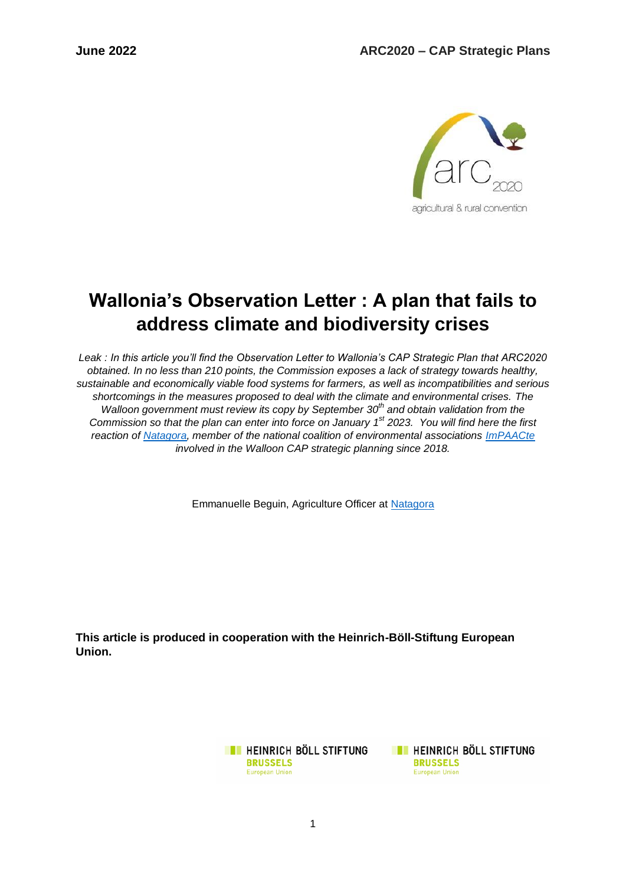**June 2022** **ARC2020 – CAP Strategic Plans**

# Wallonia's Observation Letter : A plan that fails to address climate and biodiversity crises

*Leak : In this article you'll find the Observation Letter to Wallonia's CAP Strategic Plan that ARC2020 obtained. In no less than 210 points, the Commission exposes a lack of strategy towards healthy, sustainable and economically viable food systems for farmers, as well as incompatibilities and serious shortcomings in the measures proposed to deal with the climate and environmental crises. The Walloon government must review its copy by September 30th and obtain validation from the Commission so that the plan can enter into force on January 1st 2023. You will find here the first reaction of Natagora, member of the national coalition of environmental associations ImPAACte involved in the Walloon CAP strategic planning since 2018.*

Emmanuelle Beguin, Agriculture Officer at Natagora

**This article is produced in cooperation with the Heinrich-Böll-Stiftung European Union.**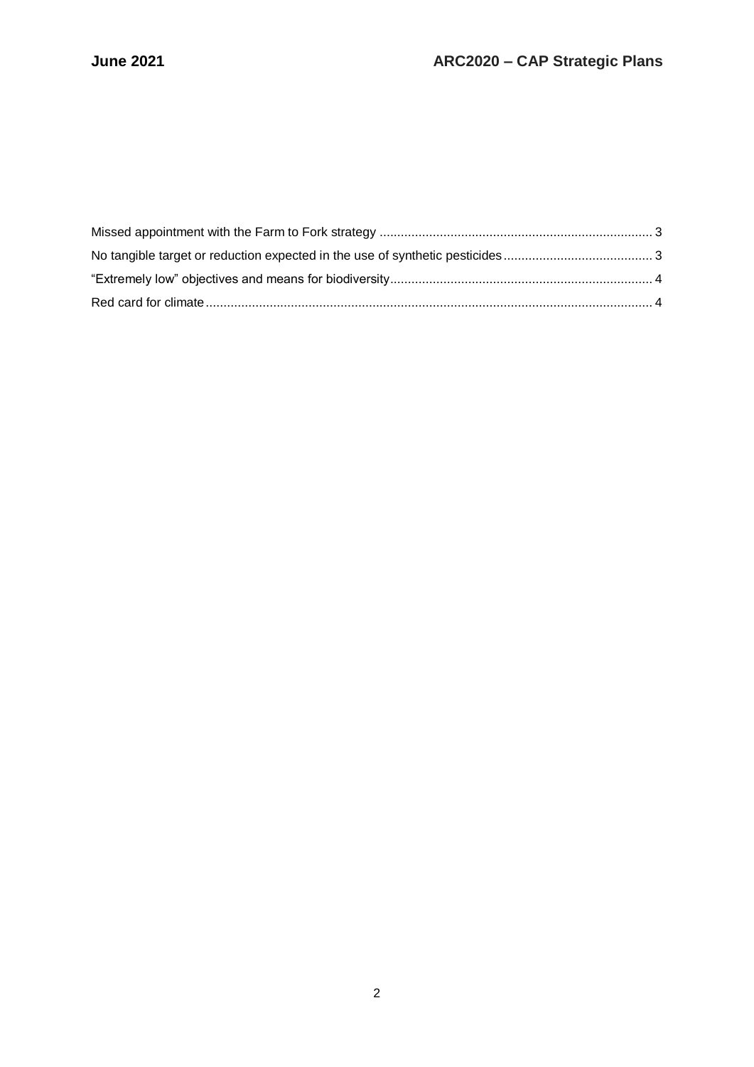Missed appointment with the Farm to Fork strategy ............................................................................ 3

No tangible target or reduction expected in the use of synthetic pesticides.......................................... 3

“Extremely low” objectives and means for biodiversity......................................................................... 4

Red card for climate............................................................................................................................. 4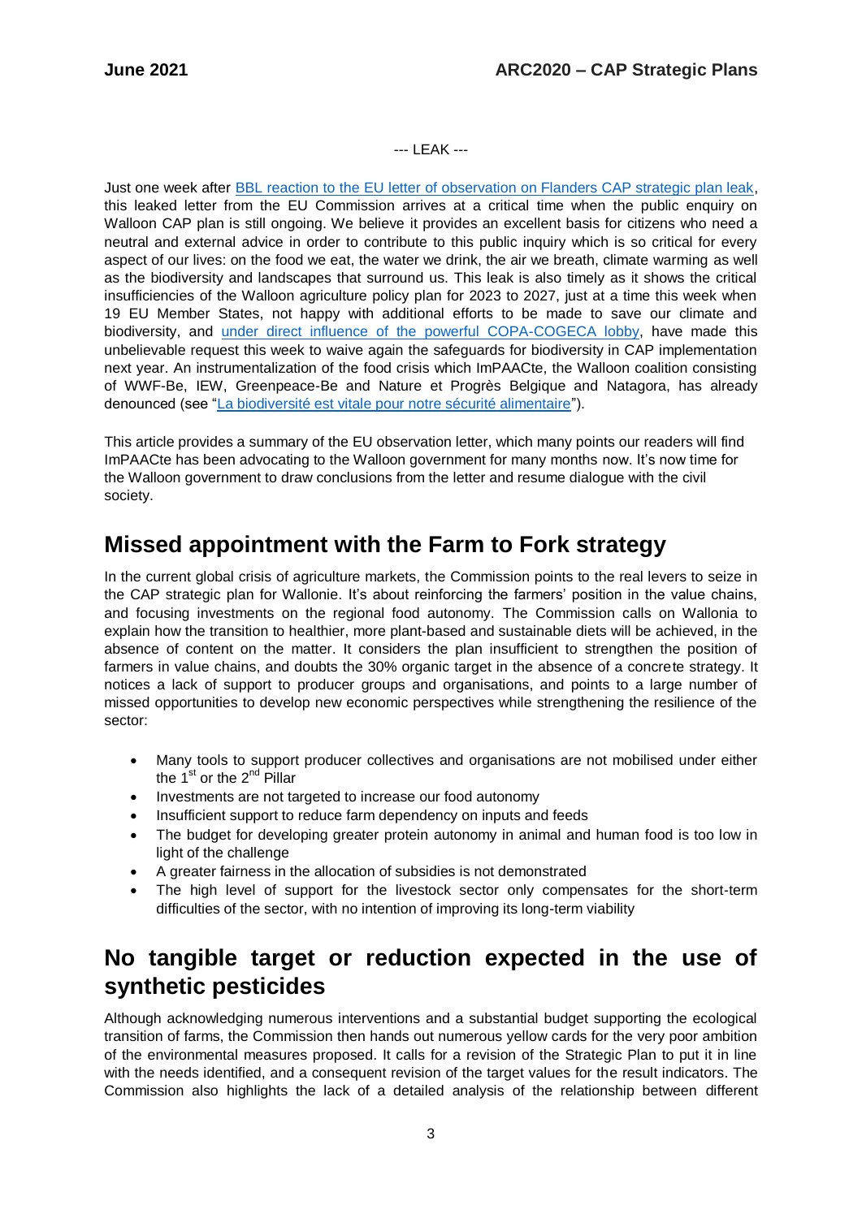--- LEAK ---

Just one week after [BBL reaction to the EU letter of observation on Flanders CAP strategic plan leak], this leaked letter from the EU Commission arrives at a critical time when the public enquiry on Walloon CAP plan is still ongoing. We believe it provides an excellent basis for citizens who need a neutral and external advice in order to contribute to this public inquiry which is so critical for every aspect of our lives: on the food we eat, the water we drink, the air we breath, climate warming as well as the biodiversity and landscapes that surround us. This leak is also timely as it shows the critical insufficiencies of the Walloon agriculture policy plan for 2023 to 2027, just at a time this week when 19 EU Member States, not happy with additional efforts to be made to save our climate and biodiversity, and [under direct influence of the powerful COPA-COGECA lobby], have made this unbelievable request this week to waive again the safeguards for biodiversity in CAP implementation next year. An instrumentalization of the food crisis which ImPAACte, the Walloon coalition consisting of WWF-Be, IEW, Greenpeace-Be and Nature et Progrès Belgique and Natagora, has already denounced (see "[La biodiversité est vitale pour notre sécurité alimentaire]").

This article provides a summary of the EU observation letter, which many points our readers will find ImPAACte has been advocating to the Walloon government for many months now. It's now time for the Walloon government to draw conclusions from the letter and resume dialogue with the civil society.

## Missed appointment with the Farm to Fork strategy

In the current global crisis of agriculture markets, the Commission points to the real levers to seize in the CAP strategic plan for Wallonie. It's about reinforcing the farmers' position in the value chains, and focusing investments on the regional food autonomy. The Commission calls on Wallonia to explain how the transition to healthier, more plant-based and sustainable diets will be achieved, in the absence of content on the matter. It considers the plan insufficient to strengthen the position of farmers in value chains, and doubts the 30% organic target in the absence of a concrete strategy. It notices a lack of support to producer groups and organisations, and points to a large number of missed opportunities to develop new economic perspectives while strengthening the resilience of the sector:

- Many tools to support producer collectives and organisations are not mobilised under either the 1st or the 2nd Pillar
- Investments are not targeted to increase our food autonomy
- Insufficient support to reduce farm dependency on inputs and feeds
- The budget for developing greater protein autonomy in animal and human food is too low in light of the challenge
- A greater fairness in the allocation of subsidies is not demonstrated
- The high level of support for the livestock sector only compensates for the short-term difficulties of the sector, with no intention of improving its long-term viability

## No tangible target or reduction expected in the use of synthetic pesticides

Although acknowledging numerous interventions and a substantial budget supporting the ecological transition of farms, the Commission then hands out numerous yellow cards for the very poor ambition of the environmental measures proposed. It calls for a revision of the Strategic Plan to put it in line with the needs identified, and a consequent revision of the target values for the result indicators. The Commission also highlights the lack of a detailed analysis of the relationship between different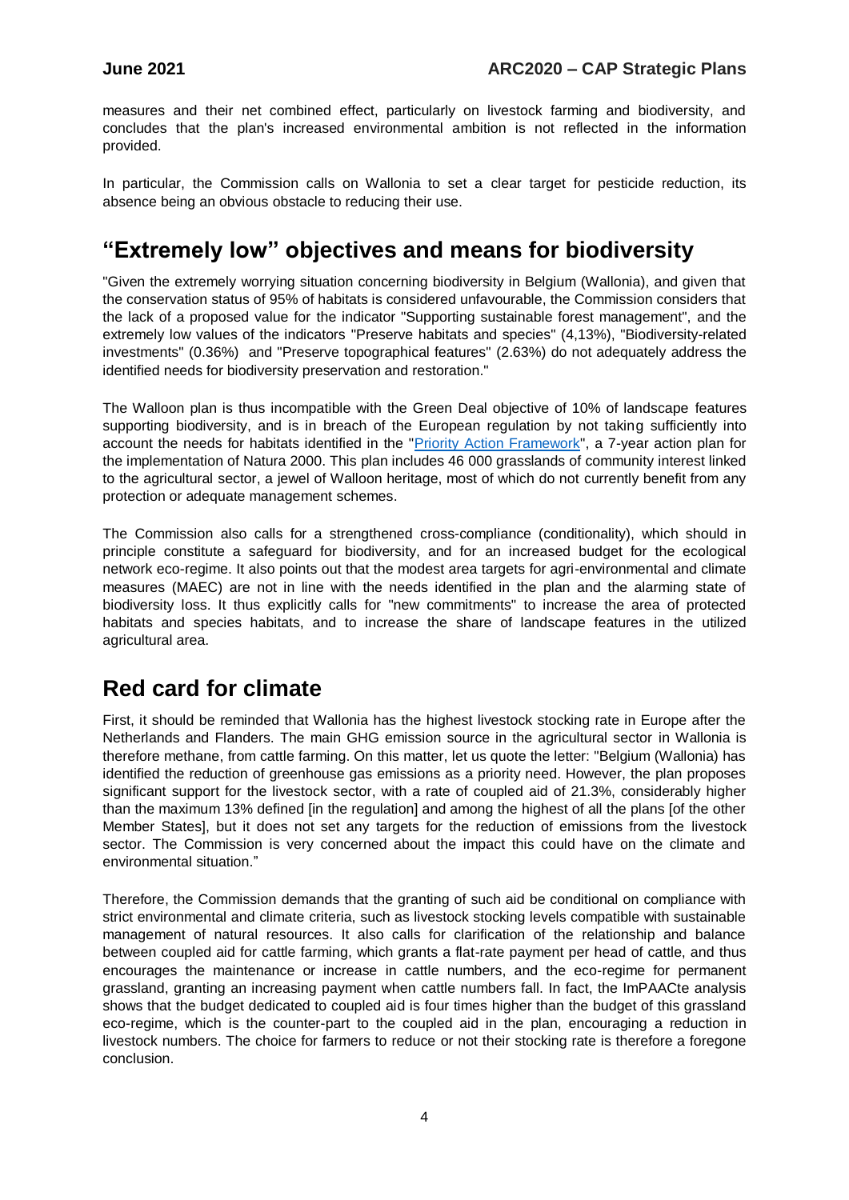measures and their net combined effect, particularly on livestock farming and biodiversity, and concludes that the plan's increased environmental ambition is not reflected in the information provided.

In particular, the Commission calls on Wallonia to set a clear target for pesticide reduction, its absence being an obvious obstacle to reducing their use.

## "Extremely low" objectives and means for biodiversity

"Given the extremely worrying situation concerning biodiversity in Belgium (Wallonia), and given that the conservation status of 95% of habitats is considered unfavourable, the Commission considers that the lack of a proposed value for the indicator "Supporting sustainable forest management", and the extremely low values of the indicators "Preserve habitats and species" (4,13%), "Biodiversity-related investments" (0.36%) and "Preserve topographical features" (2.63%) do not adequately address the identified needs for biodiversity preservation and restoration."

The Walloon plan is thus incompatible with the Green Deal objective of 10% of landscape features supporting biodiversity, and is in breach of the European regulation by not taking sufficiently into account the needs for habitats identified in the "Priority Action Framework", a 7-year action plan for the implementation of Natura 2000. This plan includes 46 000 grasslands of community interest linked to the agricultural sector, a jewel of Walloon heritage, most of which do not currently benefit from any protection or adequate management schemes.

The Commission also calls for a strengthened cross-compliance (conditionality), which should in principle constitute a safeguard for biodiversity, and for an increased budget for the ecological network eco-regime. It also points out that the modest area targets for agri-environmental and climate measures (MAEC) are not in line with the needs identified in the plan and the alarming state of biodiversity loss. It thus explicitly calls for "new commitments" to increase the area of protected habitats and species habitats, and to increase the share of landscape features in the utilized agricultural area.

## Red card for climate

First, it should be reminded that Wallonia has the highest livestock stocking rate in Europe after the Netherlands and Flanders. The main GHG emission source in the agricultural sector in Wallonia is therefore methane, from cattle farming. On this matter, let us quote the letter: "Belgium (Wallonia) has identified the reduction of greenhouse gas emissions as a priority need. However, the plan proposes significant support for the livestock sector, with a rate of coupled aid of 21.3%, considerably higher than the maximum 13% defined [in the regulation] and among the highest of all the plans [of the other Member States], but it does not set any targets for the reduction of emissions from the livestock sector. The Commission is very concerned about the impact this could have on the climate and environmental situation."

Therefore, the Commission demands that the granting of such aid be conditional on compliance with strict environmental and climate criteria, such as livestock stocking levels compatible with sustainable management of natural resources. It also calls for clarification of the relationship and balance between coupled aid for cattle farming, which grants a flat-rate payment per head of cattle, and thus encourages the maintenance or increase in cattle numbers, and the eco-regime for permanent grassland, granting an increasing payment when cattle numbers fall. In fact, the ImPAACte analysis shows that the budget dedicated to coupled aid is four times higher than the budget of this grassland eco-regime, which is the counter-part to the coupled aid in the plan, encouraging a reduction in livestock numbers. The choice for farmers to reduce or not their stocking rate is therefore a foregone conclusion.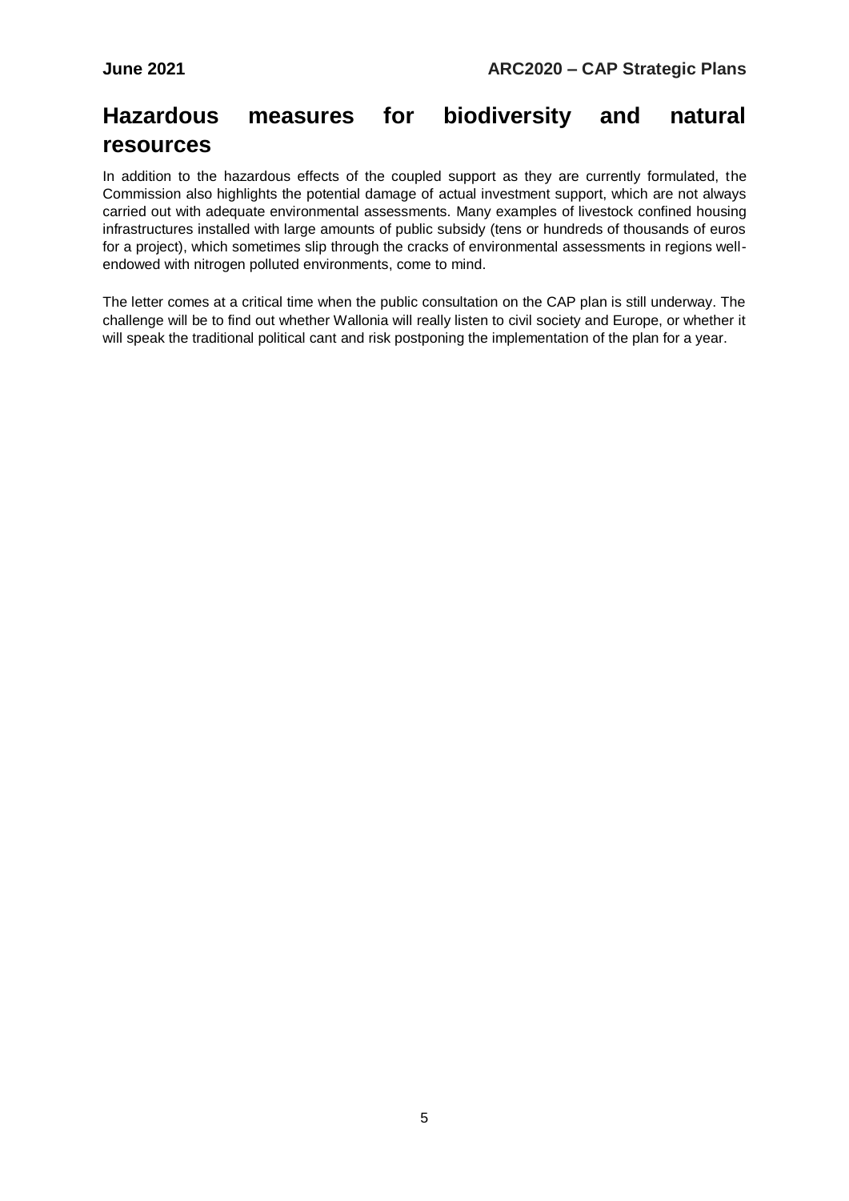## Hazardous measures for biodiversity and natural resources

In addition to the hazardous effects of the coupled support as they are currently formulated, the Commission also highlights the potential damage of actual investment support, which are not always carried out with adequate environmental assessments. Many examples of livestock confined housing infrastructures installed with large amounts of public subsidy (tens or hundreds of thousands of euros for a project), which sometimes slip through the cracks of environmental assessments in regions well-endowed with nitrogen polluted environments, come to mind.

The letter comes at a critical time when the public consultation on the CAP plan is still underway. The challenge will be to find out whether Wallonia will really listen to civil society and Europe, or whether it will speak the traditional political cant and risk postponing the implementation of the plan for a year.